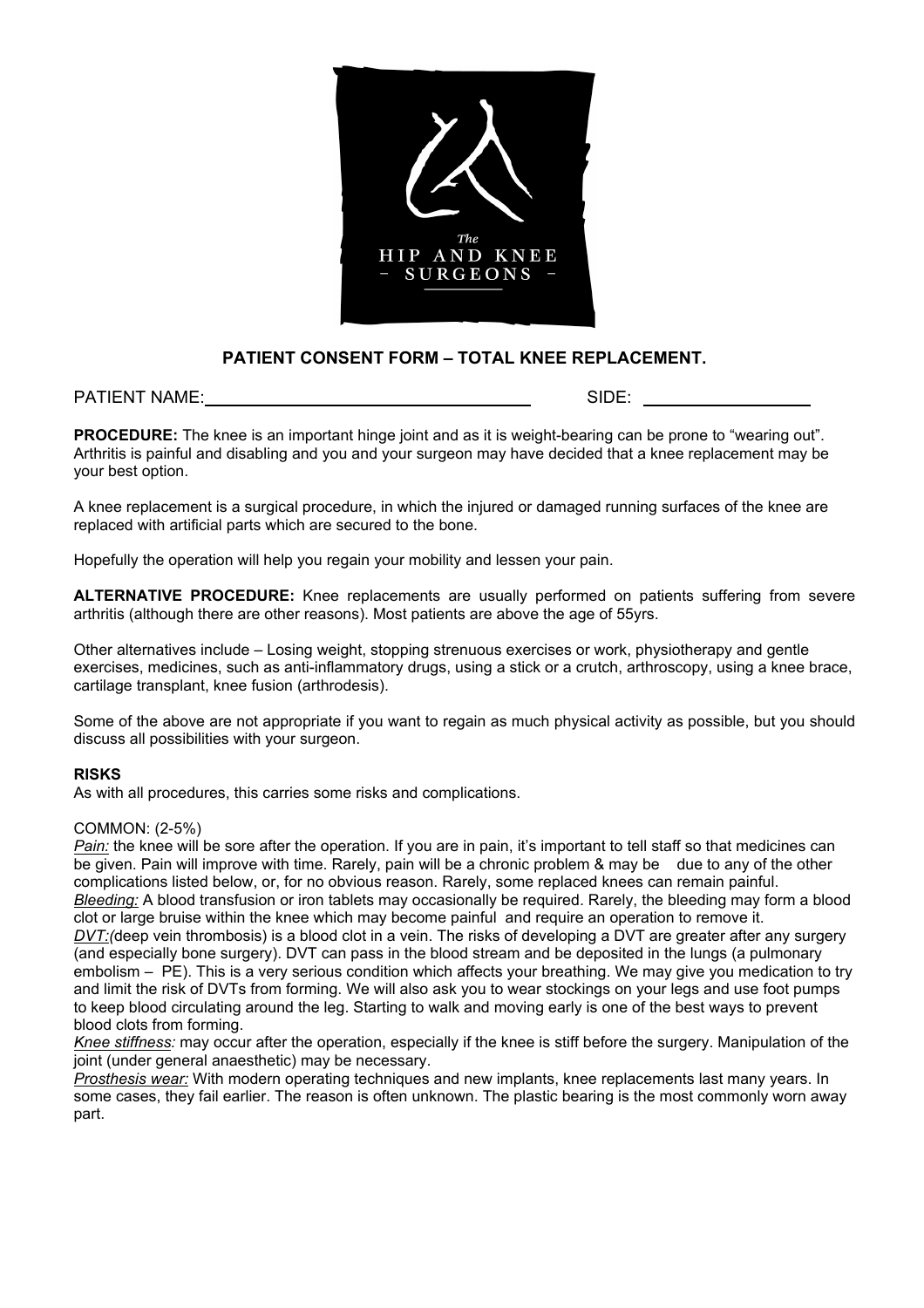The HIP AND KNEE SURGEONS

## PATIENT CONSENT FORM – TOTAL KNEE REPLACEMENT.

PATIENT NAME: ________________________________ SIDE: ________________

**PROCEDURE:** The knee is an important hinge joint and as it is weight-bearing can be prone to "wearing out". Arthritis is painful and disabling and you and your surgeon may have decided that a knee replacement may be your best option.

A knee replacement is a surgical procedure, in which the injured or damaged running surfaces of the knee are replaced with artificial parts which are secured to the bone.

Hopefully the operation will help you regain your mobility and lessen your pain.

**ALTERNATIVE PROCEDURE:** Knee replacements are usually performed on patients suffering from severe arthritis (although there are other reasons). Most patients are above the age of 55yrs.

Other alternatives include – Losing weight, stopping strenuous exercises or work, physiotherapy and gentle exercises, medicines, such as anti-inflammatory drugs, using a stick or a crutch, arthroscopy, using a knee brace, cartilage transplant, knee fusion (arthrodesis).

Some of the above are not appropriate if you want to regain as much physical activity as possible, but you should discuss all possibilities with your surgeon.

**RISKS**

As with all procedures, this carries some risks and complications.

COMMON: (2-5%)

*Pain:* the knee will be sore after the operation. If you are in pain, it's important to tell staff so that medicines can be given. Pain will improve with time. Rarely, pain will be a chronic problem & may be due to any of the other complications listed below, or, for no obvious reason. Rarely, some replaced knees can remain painful.

*Bleeding:* A blood transfusion or iron tablets may occasionally be required. Rarely, the bleeding may form a blood clot or large bruise within the knee which may become painful and require an operation to remove it.

*DVT:*(deep vein thrombosis) is a blood clot in a vein. The risks of developing a DVT are greater after any surgery (and especially bone surgery). DVT can pass in the blood stream and be deposited in the lungs (a pulmonary embolism – PE). This is a very serious condition which affects your breathing. We may give you medication to try and limit the risk of DVTs from forming. We will also ask you to wear stockings on your legs and use foot pumps to keep blood circulating around the leg. Starting to walk and moving early is one of the best ways to prevent blood clots from forming.

*Knee stiffness:* may occur after the operation, especially if the knee is stiff before the surgery. Manipulation of the joint (under general anaesthetic) may be necessary.

*Prosthesis wear:* With modern operating techniques and new implants, knee replacements last many years. In some cases, they fail earlier. The reason is often unknown. The plastic bearing is the most commonly worn away part.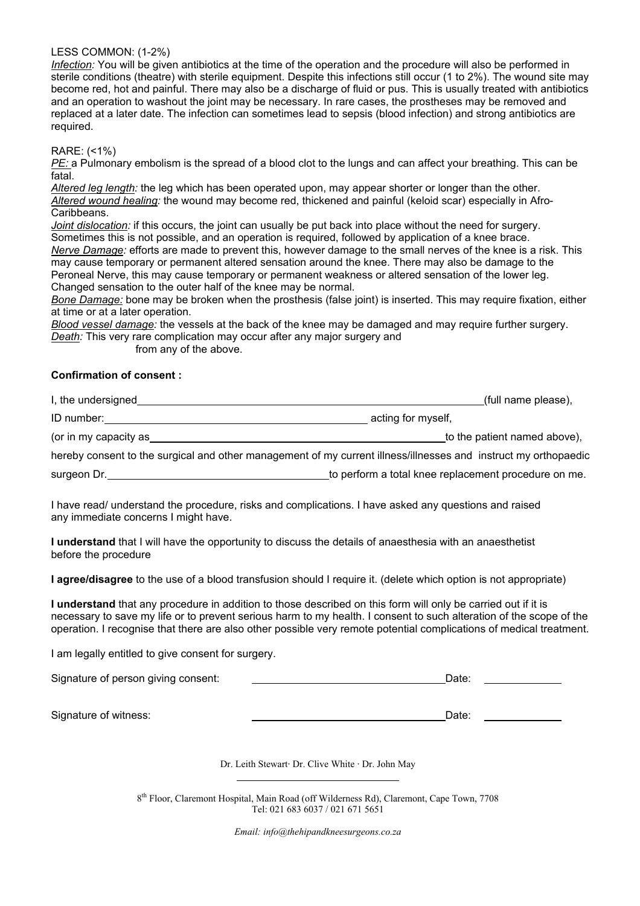LESS COMMON: (1-2%)

*Infection:* You will be given antibiotics at the time of the operation and the procedure will also be performed in sterile conditions (theatre) with sterile equipment. Despite this infections still occur (1 to 2%). The wound site may become red, hot and painful. There may also be a discharge of fluid or pus. This is usually treated with antibiotics and an operation to washout the joint may be necessary. In rare cases, the prostheses may be removed and replaced at a later date. The infection can sometimes lead to sepsis (blood infection) and strong antibiotics are required.

RARE: (<1%)

*PE:* a Pulmonary embolism is the spread of a blood clot to the lungs and can affect your breathing. This can be fatal.

*Altered leg length:* the leg which has been operated upon, may appear shorter or longer than the other.

*Altered wound healing:* the wound may become red, thickened and painful (keloid scar) especially in Afro-Caribbeans.

*Joint dislocation:* if this occurs, the joint can usually be put back into place without the need for surgery. Sometimes this is not possible, and an operation is required, followed by application of a knee brace.

*Nerve Damage:* efforts are made to prevent this, however damage to the small nerves of the knee is a risk. This may cause temporary or permanent altered sensation around the knee. There may also be damage to the Peroneal Nerve, this may cause temporary or permanent weakness or altered sensation of the lower leg. Changed sensation to the outer half of the knee may be normal.

*Bone Damage:* bone may be broken when the prosthesis (false joint) is inserted. This may require fixation, either at time or at a later operation.

*Blood vessel damage:* the vessels at the back of the knee may be damaged and may require further surgery.

*Death:* This very rare complication may occur after any major surgery and from any of the above.

**Confirmation of consent :**

I, the undersigned________________________________________(full name please),

ID number:______________________________ acting for myself,

(or in my capacity as__________________________________to the patient named above),

hereby consent to the surgical and other management of my current illness/illnesses and instruct my orthopaedic surgeon Dr.__________________________to perform a total knee replacement procedure on me.

I have read/ understand the procedure, risks and complications. I have asked any questions and raised any immediate concerns I might have.

**I understand** that I will have the opportunity to discuss the details of anaesthesia with an anaesthetist before the procedure

**I agree/disagree** to the use of a blood transfusion should I require it. (delete which option is not appropriate)

**I understand** that any procedure in addition to those described on this form will only be carried out if it is necessary to save my life or to prevent serious harm to my health. I consent to such alteration of the scope of the operation. I recognise that there are also other possible very remote potential complications of medical treatment.

I am legally entitled to give consent for surgery.

Signature of person giving consent: ______________________ Date: __________

Signature of witness: ______________________ Date: __________

Dr. Leith Stewart· Dr. Clive White · Dr. John May

8th Floor, Claremont Hospital, Main Road (off Wilderness Rd), Claremont, Cape Town, 7708
Tel: 021 683 6037 / 021 671 5651

*Email: info@thehipandkneesurgeons.co.za*